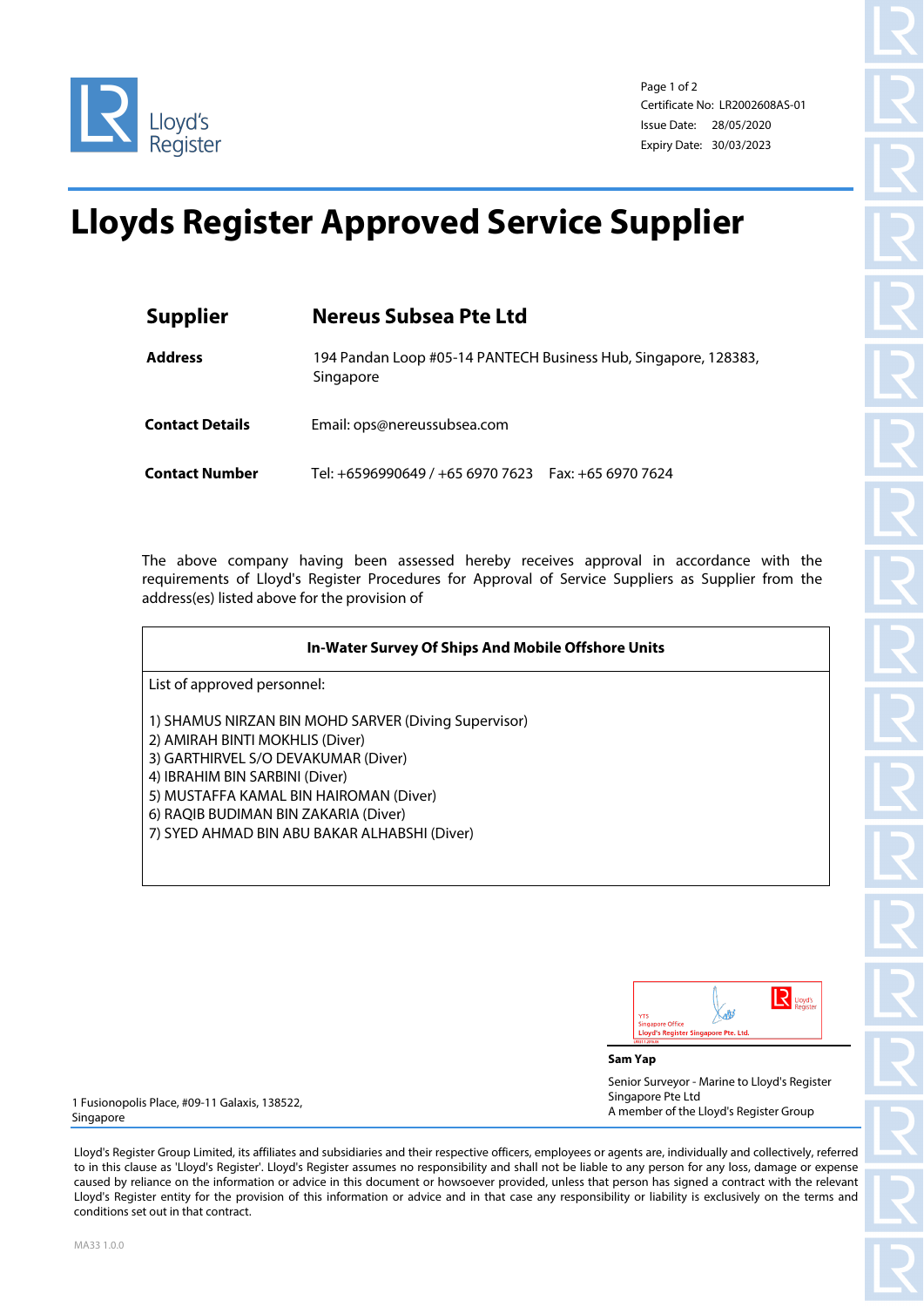Lloyd's Register

Certificate No: LR2002608AS-01
Issue Date: 28/05/2020
Expiry Date: 30/03/2023

# Lloyds Register Approved Service Supplier

| | |
|---|---|
| **Supplier** | **Nereus Subsea Pte Ltd** |
| **Address** | 194 Pandan Loop #05-14 PANTECH Business Hub, Singapore, 128383, Singapore |
| **Contact Details** | Email: ops@nereussubsea.com |
| **Contact Number** | Tel: +6596990649 / +65 6970 7623 Fax: +65 6970 7624 |

The above company having been assessed hereby receives approval in accordance with the requirements of Lloyd's Register Procedures for Approval of Service Suppliers as Supplier from the address(es) listed above for the provision of

**In-Water Survey Of Ships And Mobile Offshore Units**

List of approved personnel:

1) SHAMUS NIRZAN BIN MOHD SARVER (Diving Supervisor)
2) AMIRAH BINTI MOKHLIS (Diver)
3) GARTHIRVEL S/O DEVAKUMAR (Diver)
4) IBRAHIM BIN SARBINI (Diver)
5) MUSTAFFA KAMAL BIN HAIROMAN (Diver)
6) RAQIB BUDIMAN BIN ZAKARIA (Diver)
7) SYED AHMAD BIN ABU BAKAR ALHABSHI (Diver)

YTS
Singapore Office
Lloyd's Register Singapore Pte. Ltd.

**Sam Yap**

Senior Surveyor - Marine to Lloyd's Register Singapore Pte Ltd
A member of the Lloyd's Register Group

1 Fusionopolis Place, #09-11 Galaxis, 138522, Singapore

Lloyd's Register Group Limited, its affiliates and subsidiaries and their respective officers, employees or agents are, individually and collectively, referred to in this clause as 'Lloyd's Register'. Lloyd's Register assumes no responsibility and shall not be liable to any person for any loss, damage or expense caused by reliance on the information or advice in this document or howsoever provided, unless that person has signed a contract with the relevant Lloyd's Register entity for the provision of this information or advice and in that case any responsibility or liability is exclusively on the terms and conditions set out in that contract.

MA33 1.0.0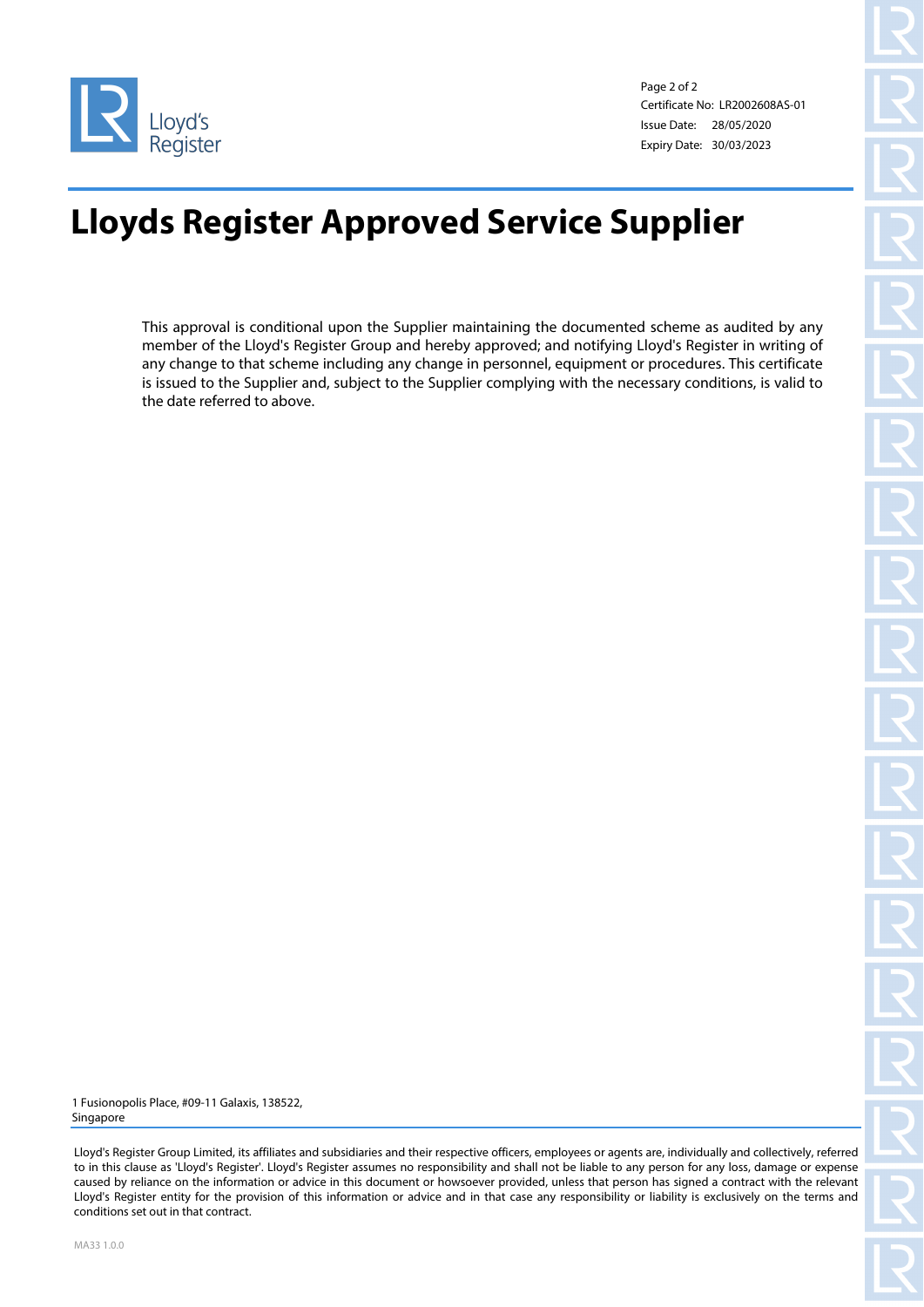Certificate No: LR2002608AS-01
Issue Date: 28/05/2020
Expiry Date: 30/03/2023

# Lloyds Register Approved Service Supplier

This approval is conditional upon the Supplier maintaining the documented scheme as audited by any member of the Lloyd's Register Group and hereby approved; and notifying Lloyd's Register in writing of any change to that scheme including any change in personnel, equipment or procedures. This certificate is issued to the Supplier and, subject to the Supplier complying with the necessary conditions, is valid to the date referred to above.

1 Fusionopolis Place, #09-11 Galaxis, 138522,
Singapore

Lloyd's Register Group Limited, its affiliates and subsidiaries and their respective officers, employees or agents are, individually and collectively, referred to in this clause as 'Lloyd's Register'. Lloyd's Register assumes no responsibility and shall not be liable to any person for any loss, damage or expense caused by reliance on the information or advice in this document or howsoever provided, unless that person has signed a contract with the relevant Lloyd's Register entity for the provision of this information or advice and in that case any responsibility or liability is exclusively on the terms and conditions set out in that contract.

MA33 1.0.0